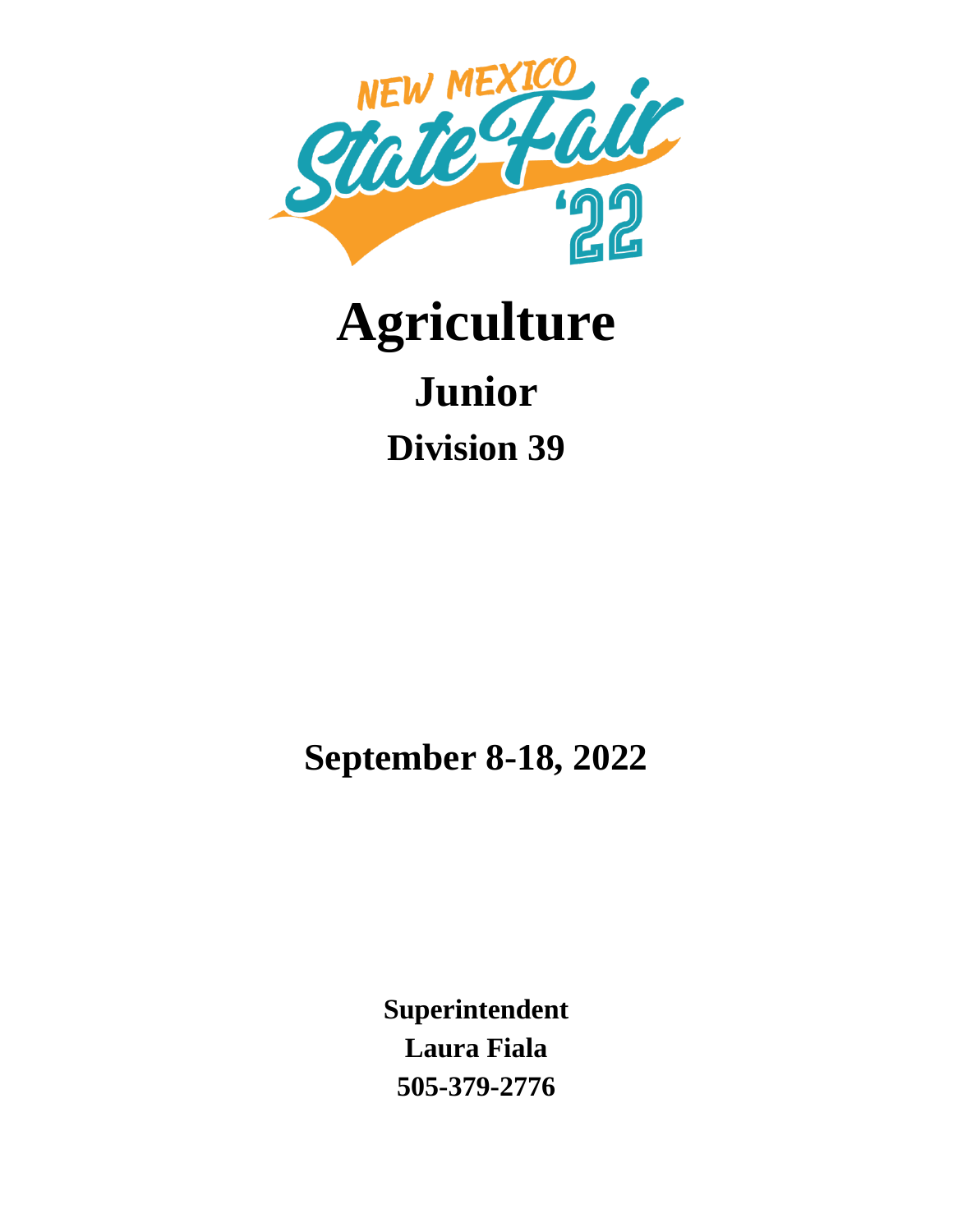# Agriculture

## Junior

## Division 39

**September 8-18, 2022**

**Superintendent**
**Laura Fiala**
**505-379-2776**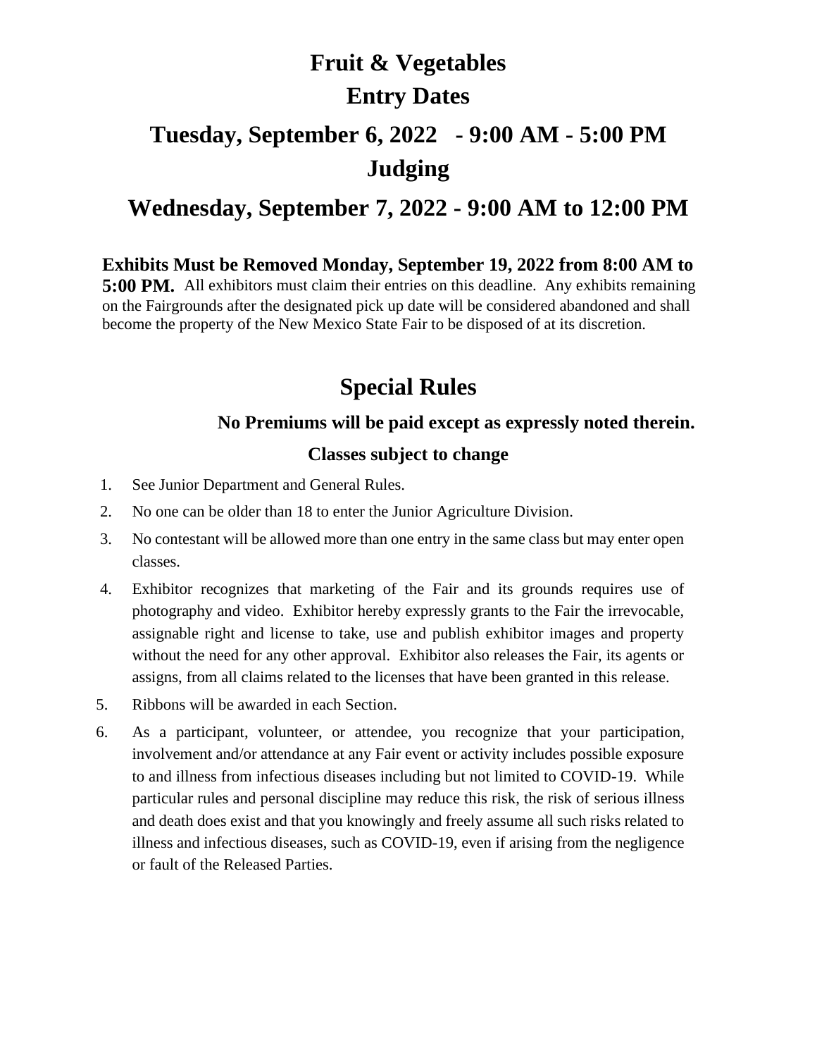# Fruit & Vegetables

## Entry Dates

## Tuesday, September 6, 2022 - 9:00 AM - 5:00 PM

## Judging

## Wednesday, September 7, 2022 - 9:00 AM to 12:00 PM

**Exhibits Must be Removed Monday, September 19, 2022 from 8:00 AM to 5:00 PM.** All exhibitors must claim their entries on this deadline. Any exhibits remaining on the Fairgrounds after the designated pick up date will be considered abandoned and shall become the property of the New Mexico State Fair to be disposed of at its discretion.

# Special Rules

**No Premiums will be paid except as expressly noted therein.**

**Classes subject to change**

1. See Junior Department and General Rules.
2. No one can be older than 18 to enter the Junior Agriculture Division.
3. No contestant will be allowed more than one entry in the same class but may enter open classes.
4. Exhibitor recognizes that marketing of the Fair and its grounds requires use of photography and video. Exhibitor hereby expressly grants to the Fair the irrevocable, assignable right and license to take, use and publish exhibitor images and property without the need for any other approval. Exhibitor also releases the Fair, its agents or assigns, from all claims related to the licenses that have been granted in this release.
5. Ribbons will be awarded in each Section.
6. As a participant, volunteer, or attendee, you recognize that your participation, involvement and/or attendance at any Fair event or activity includes possible exposure to and illness from infectious diseases including but not limited to COVID-19. While particular rules and personal discipline may reduce this risk, the risk of serious illness and death does exist and that you knowingly and freely assume all such risks related to illness and infectious diseases, such as COVID-19, even if arising from the negligence or fault of the Released Parties.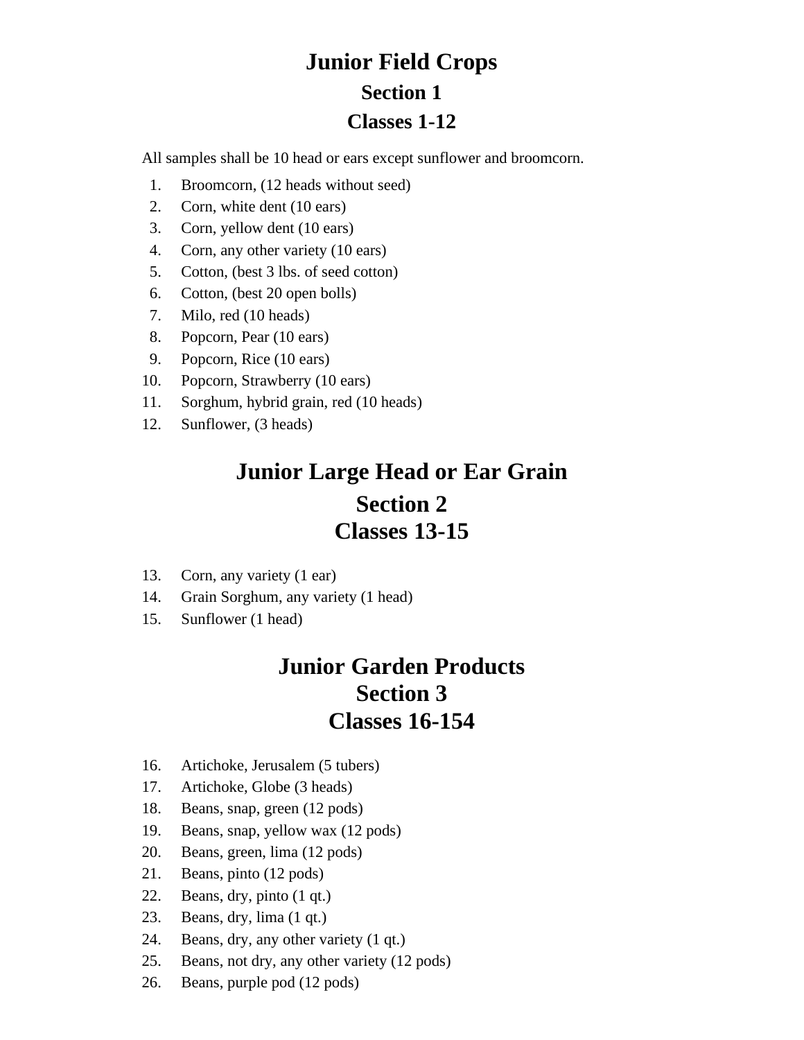# Junior Field Crops

## Section 1

## Classes 1-12

All samples shall be 10 head or ears except sunflower and broomcorn.

1. Broomcorn, (12 heads without seed)
2. Corn, white dent (10 ears)
3. Corn, yellow dent (10 ears)
4. Corn, any other variety (10 ears)
5. Cotton, (best 3 lbs. of seed cotton)
6. Cotton, (best 20 open bolls)
7. Milo, red (10 heads)
8. Popcorn, Pear (10 ears)
9. Popcorn, Rice (10 ears)
10. Popcorn, Strawberry (10 ears)
11. Sorghum, hybrid grain, red (10 heads)
12. Sunflower, (3 heads)

# Junior Large Head or Ear Grain

## Section 2

## Classes 13-15

13. Corn, any variety (1 ear)
14. Grain Sorghum, any variety (1 head)
15. Sunflower (1 head)

# Junior Garden Products

## Section 3

## Classes 16-154

16. Artichoke, Jerusalem (5 tubers)
17. Artichoke, Globe (3 heads)
18. Beans, snap, green (12 pods)
19. Beans, snap, yellow wax (12 pods)
20. Beans, green, lima (12 pods)
21. Beans, pinto (12 pods)
22. Beans, dry, pinto (1 qt.)
23. Beans, dry, lima (1 qt.)
24. Beans, dry, any other variety (1 qt.)
25. Beans, not dry, any other variety (12 pods)
26. Beans, purple pod (12 pods)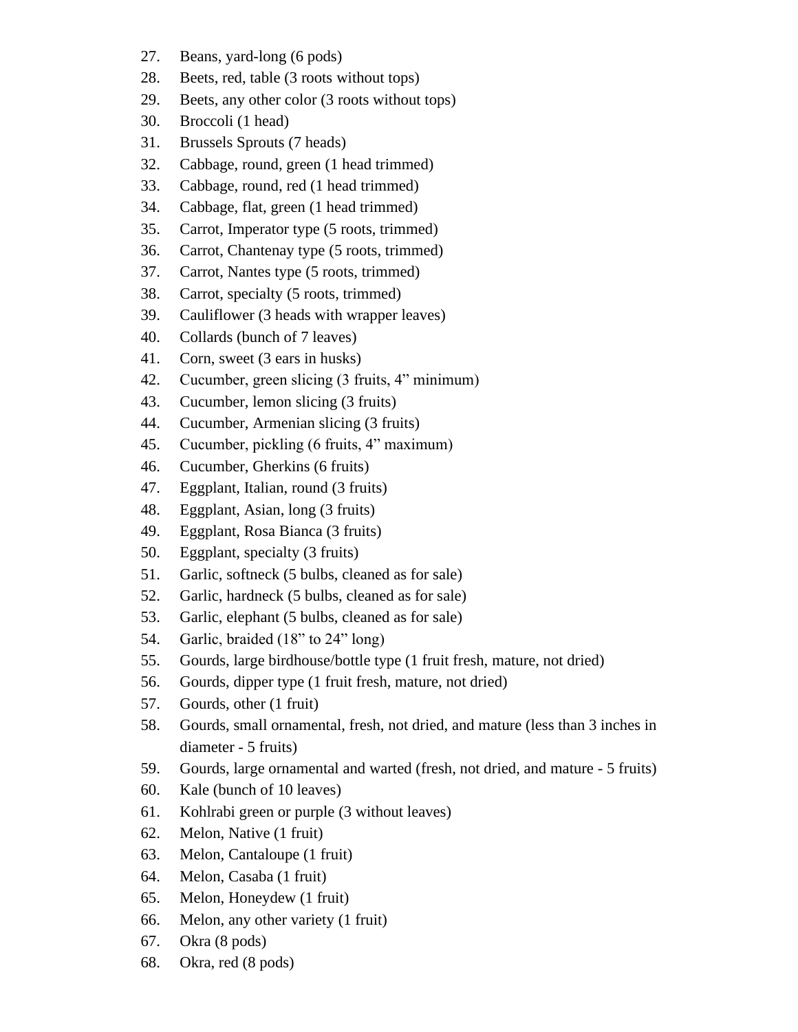27. Beans, yard-long (6 pods)
28. Beets, red, table (3 roots without tops)
29. Beets, any other color (3 roots without tops)
30. Broccoli (1 head)
31. Brussels Sprouts (7 heads)
32. Cabbage, round, green (1 head trimmed)
33. Cabbage, round, red (1 head trimmed)
34. Cabbage, flat, green (1 head trimmed)
35. Carrot, Imperator type (5 roots, trimmed)
36. Carrot, Chantenay type (5 roots, trimmed)
37. Carrot, Nantes type (5 roots, trimmed)
38. Carrot, specialty (5 roots, trimmed)
39. Cauliflower (3 heads with wrapper leaves)
40. Collards (bunch of 7 leaves)
41. Corn, sweet (3 ears in husks)
42. Cucumber, green slicing (3 fruits, 4" minimum)
43. Cucumber, lemon slicing (3 fruits)
44. Cucumber, Armenian slicing (3 fruits)
45. Cucumber, pickling (6 fruits, 4" maximum)
46. Cucumber, Gherkins (6 fruits)
47. Eggplant, Italian, round (3 fruits)
48. Eggplant, Asian, long (3 fruits)
49. Eggplant, Rosa Bianca (3 fruits)
50. Eggplant, specialty (3 fruits)
51. Garlic, softneck (5 bulbs, cleaned as for sale)
52. Garlic, hardneck (5 bulbs, cleaned as for sale)
53. Garlic, elephant (5 bulbs, cleaned as for sale)
54. Garlic, braided (18" to 24" long)
55. Gourds, large birdhouse/bottle type (1 fruit fresh, mature, not dried)
56. Gourds, dipper type (1 fruit fresh, mature, not dried)
57. Gourds, other (1 fruit)
58. Gourds, small ornamental, fresh, not dried, and mature (less than 3 inches in diameter - 5 fruits)
59. Gourds, large ornamental and warted (fresh, not dried, and mature - 5 fruits)
60. Kale (bunch of 10 leaves)
61. Kohlrabi green or purple (3 without leaves)
62. Melon, Native (1 fruit)
63. Melon, Cantaloupe (1 fruit)
64. Melon, Casaba (1 fruit)
65. Melon, Honeydew (1 fruit)
66. Melon, any other variety (1 fruit)
67. Okra (8 pods)
68. Okra, red (8 pods)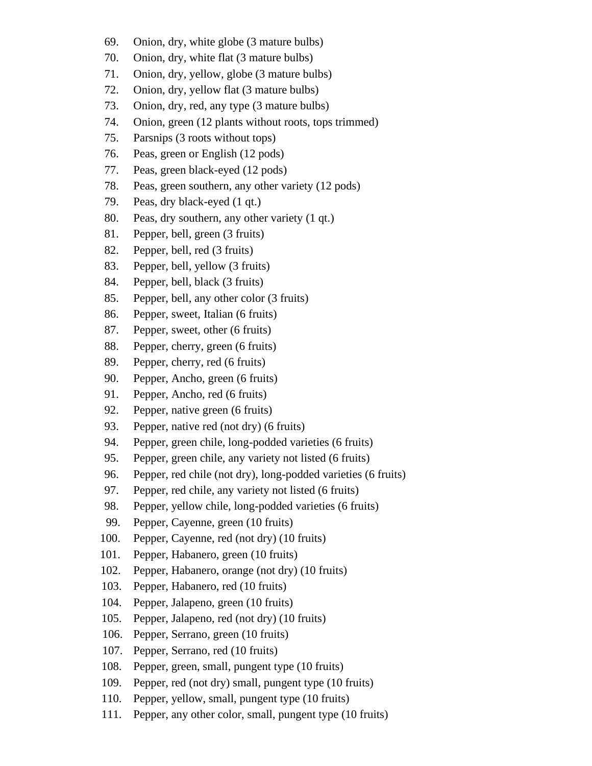69. Onion, dry, white globe (3 mature bulbs)
70. Onion, dry, white flat (3 mature bulbs)
71. Onion, dry, yellow, globe (3 mature bulbs)
72. Onion, dry, yellow flat (3 mature bulbs)
73. Onion, dry, red, any type (3 mature bulbs)
74. Onion, green (12 plants without roots, tops trimmed)
75. Parsnips (3 roots without tops)
76. Peas, green or English (12 pods)
77. Peas, green black-eyed (12 pods)
78. Peas, green southern, any other variety (12 pods)
79. Peas, dry black-eyed (1 qt.)
80. Peas, dry southern, any other variety (1 qt.)
81. Pepper, bell, green (3 fruits)
82. Pepper, bell, red (3 fruits)
83. Pepper, bell, yellow (3 fruits)
84. Pepper, bell, black (3 fruits)
85. Pepper, bell, any other color (3 fruits)
86. Pepper, sweet, Italian (6 fruits)
87. Pepper, sweet, other (6 fruits)
88. Pepper, cherry, green (6 fruits)
89. Pepper, cherry, red (6 fruits)
90. Pepper, Ancho, green (6 fruits)
91. Pepper, Ancho, red (6 fruits)
92. Pepper, native green (6 fruits)
93. Pepper, native red (not dry) (6 fruits)
94. Pepper, green chile, long-podded varieties (6 fruits)
95. Pepper, green chile, any variety not listed (6 fruits)
96. Pepper, red chile (not dry), long-podded varieties (6 fruits)
97. Pepper, red chile, any variety not listed (6 fruits)
98. Pepper, yellow chile, long-podded varieties (6 fruits)
99. Pepper, Cayenne, green (10 fruits)
100. Pepper, Cayenne, red (not dry) (10 fruits)
101. Pepper, Habanero, green (10 fruits)
102. Pepper, Habanero, orange (not dry) (10 fruits)
103. Pepper, Habanero, red (10 fruits)
104. Pepper, Jalapeno, green (10 fruits)
105. Pepper, Jalapeno, red (not dry) (10 fruits)
106. Pepper, Serrano, green (10 fruits)
107. Pepper, Serrano, red (10 fruits)
108. Pepper, green, small, pungent type (10 fruits)
109. Pepper, red (not dry) small, pungent type (10 fruits)
110. Pepper, yellow, small, pungent type (10 fruits)
111. Pepper, any other color, small, pungent type (10 fruits)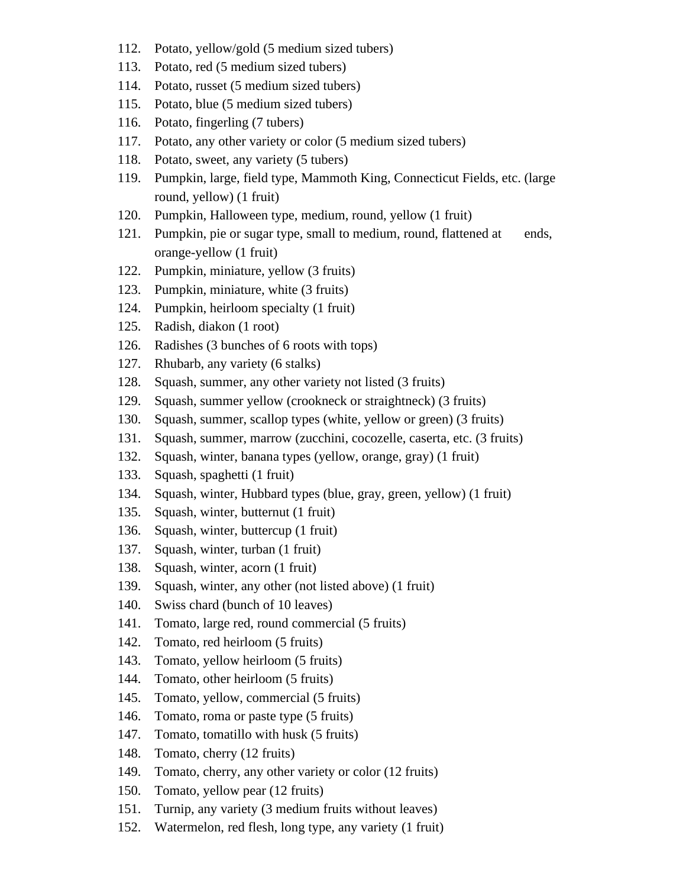112. Potato, yellow/gold (5 medium sized tubers)
113. Potato, red (5 medium sized tubers)
114. Potato, russet (5 medium sized tubers)
115. Potato, blue (5 medium sized tubers)
116. Potato, fingerling (7 tubers)
117. Potato, any other variety or color (5 medium sized tubers)
118. Potato, sweet, any variety (5 tubers)
119. Pumpkin, large, field type, Mammoth King, Connecticut Fields, etc. (large round, yellow) (1 fruit)
120. Pumpkin, Halloween type, medium, round, yellow (1 fruit)
121. Pumpkin, pie or sugar type, small to medium, round, flattened at ends, orange-yellow (1 fruit)
122. Pumpkin, miniature, yellow (3 fruits)
123. Pumpkin, miniature, white (3 fruits)
124. Pumpkin, heirloom specialty (1 fruit)
125. Radish, diakon (1 root)
126. Radishes (3 bunches of 6 roots with tops)
127. Rhubarb, any variety (6 stalks)
128. Squash, summer, any other variety not listed (3 fruits)
129. Squash, summer yellow (crookneck or straightneck) (3 fruits)
130. Squash, summer, scallop types (white, yellow or green) (3 fruits)
131. Squash, summer, marrow (zucchini, cocozelle, caserta, etc. (3 fruits)
132. Squash, winter, banana types (yellow, orange, gray) (1 fruit)
133. Squash, spaghetti (1 fruit)
134. Squash, winter, Hubbard types (blue, gray, green, yellow) (1 fruit)
135. Squash, winter, butternut (1 fruit)
136. Squash, winter, buttercup (1 fruit)
137. Squash, winter, turban (1 fruit)
138. Squash, winter, acorn (1 fruit)
139. Squash, winter, any other (not listed above) (1 fruit)
140. Swiss chard (bunch of 10 leaves)
141. Tomato, large red, round commercial (5 fruits)
142. Tomato, red heirloom (5 fruits)
143. Tomato, yellow heirloom (5 fruits)
144. Tomato, other heirloom (5 fruits)
145. Tomato, yellow, commercial (5 fruits)
146. Tomato, roma or paste type (5 fruits)
147. Tomato, tomatillo with husk (5 fruits)
148. Tomato, cherry (12 fruits)
149. Tomato, cherry, any other variety or color (12 fruits)
150. Tomato, yellow pear (12 fruits)
151. Turnip, any variety (3 medium fruits without leaves)
152. Watermelon, red flesh, long type, any variety (1 fruit)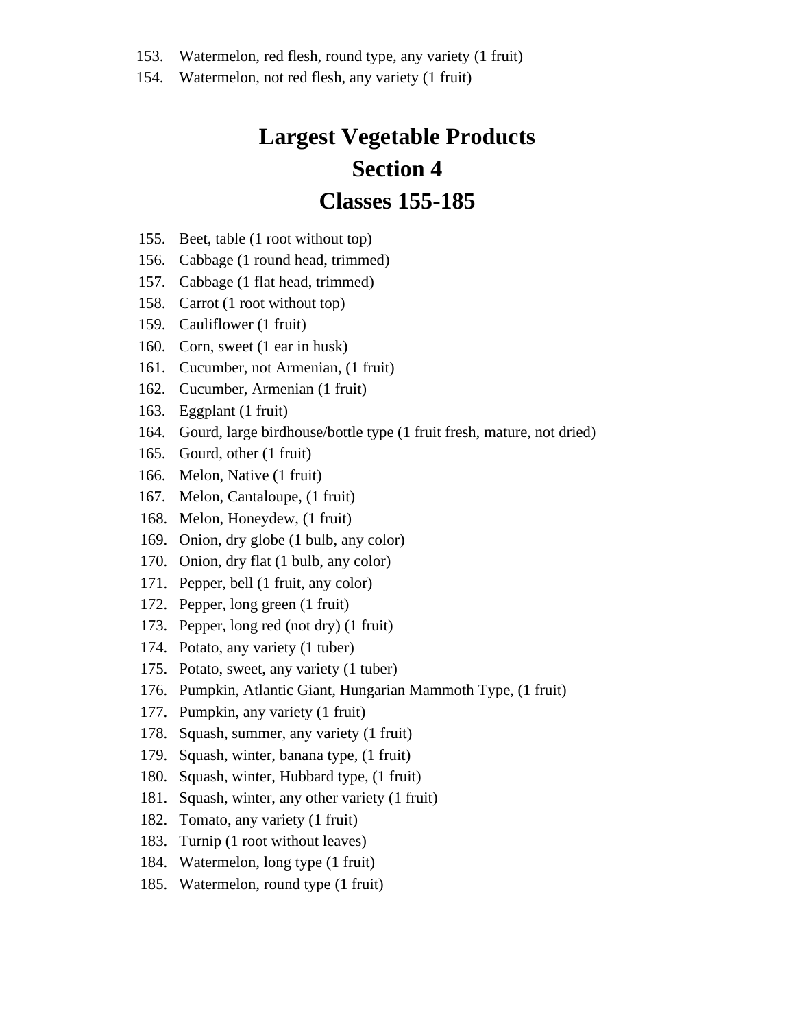153. Watermelon, red flesh, round type, any variety (1 fruit)
154. Watermelon, not red flesh, any variety (1 fruit)

# Largest Vegetable Products
# Section 4
# Classes 155-185

155. Beet, table (1 root without top)
156. Cabbage (1 round head, trimmed)
157. Cabbage (1 flat head, trimmed)
158. Carrot (1 root without top)
159. Cauliflower (1 fruit)
160. Corn, sweet (1 ear in husk)
161. Cucumber, not Armenian, (1 fruit)
162. Cucumber, Armenian (1 fruit)
163. Eggplant (1 fruit)
164. Gourd, large birdhouse/bottle type (1 fruit fresh, mature, not dried)
165. Gourd, other (1 fruit)
166. Melon, Native (1 fruit)
167. Melon, Cantaloupe, (1 fruit)
168. Melon, Honeydew, (1 fruit)
169. Onion, dry globe (1 bulb, any color)
170. Onion, dry flat (1 bulb, any color)
171. Pepper, bell (1 fruit, any color)
172. Pepper, long green (1 fruit)
173. Pepper, long red (not dry) (1 fruit)
174. Potato, any variety (1 tuber)
175. Potato, sweet, any variety (1 tuber)
176. Pumpkin, Atlantic Giant, Hungarian Mammoth Type, (1 fruit)
177. Pumpkin, any variety (1 fruit)
178. Squash, summer, any variety (1 fruit)
179. Squash, winter, banana type, (1 fruit)
180. Squash, winter, Hubbard type, (1 fruit)
181. Squash, winter, any other variety (1 fruit)
182. Tomato, any variety (1 fruit)
183. Turnip (1 root without leaves)
184. Watermelon, long type (1 fruit)
185. Watermelon, round type (1 fruit)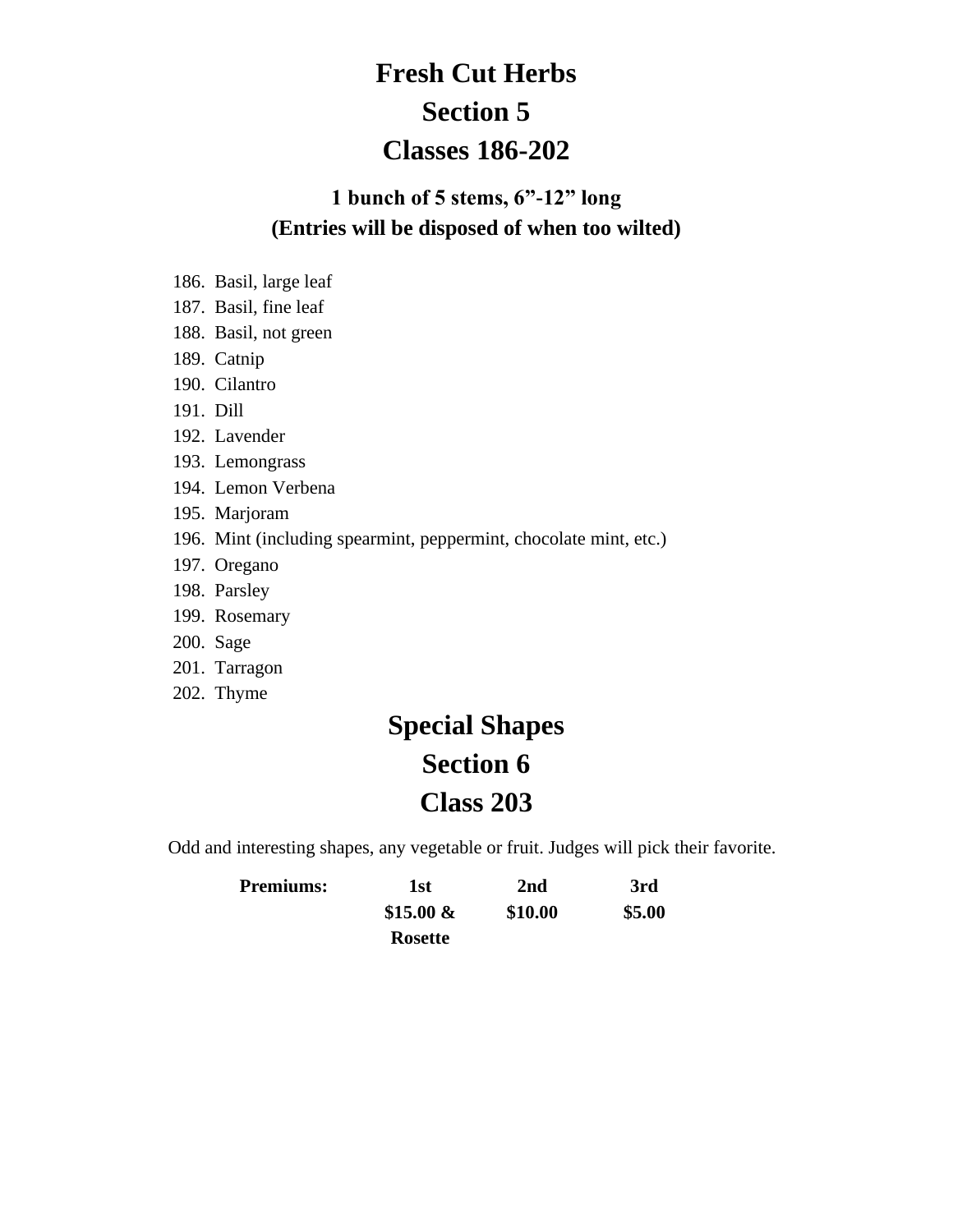# Fresh Cut Herbs

# Section 5

# Classes 186-202

### 1 bunch of 5 stems, 6”-12” long
### (Entries will be disposed of when too wilted)

186. Basil, large leaf
187. Basil, fine leaf
188. Basil, not green
189. Catnip
190. Cilantro
191. Dill
192. Lavender
193. Lemongrass
194. Lemon Verbena
195. Marjoram
196. Mint (including spearmint, peppermint, chocolate mint, etc.)
197. Oregano
198. Parsley
199. Rosemary
200. Sage
201. Tarragon
202. Thyme

# Special Shapes

# Section 6

# Class 203

Odd and interesting shapes, any vegetable or fruit. Judges will pick their favorite.

| **Premiums:** | **1st** | **2nd** | **3rd** |
|---|---|---|---|
| | **$15.00 & Rosette** | **$10.00** | **$5.00** |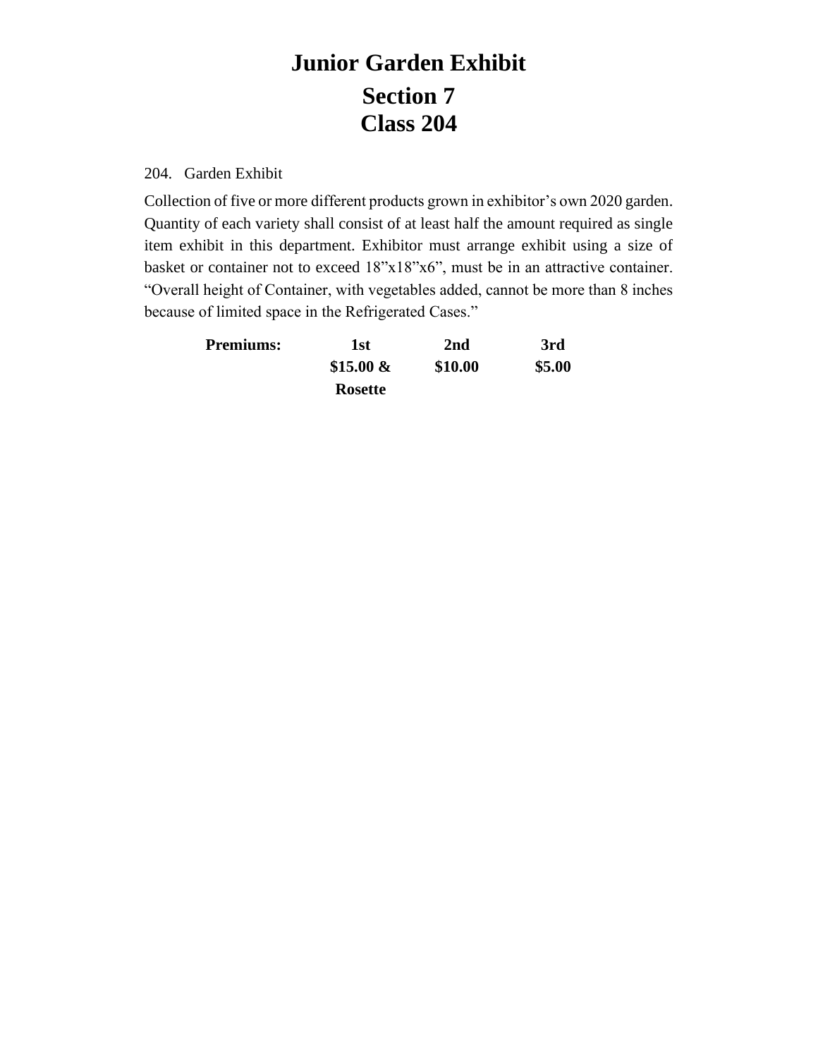# Junior Garden Exhibit

## Section 7
## Class 204

204. Garden Exhibit

Collection of five or more different products grown in exhibitor's own 2020 garden. Quantity of each variety shall consist of at least half the amount required as single item exhibit in this department. Exhibitor must arrange exhibit using a size of basket or container not to exceed 18"x18"x6", must be in an attractive container. "Overall height of Container, with vegetables added, cannot be more than 8 inches because of limited space in the Refrigerated Cases."

| Premiums: | 1st | 2nd | 3rd |
|---|---|---|---|
| | $15.00 & Rosette | $10.00 | $5.00 |